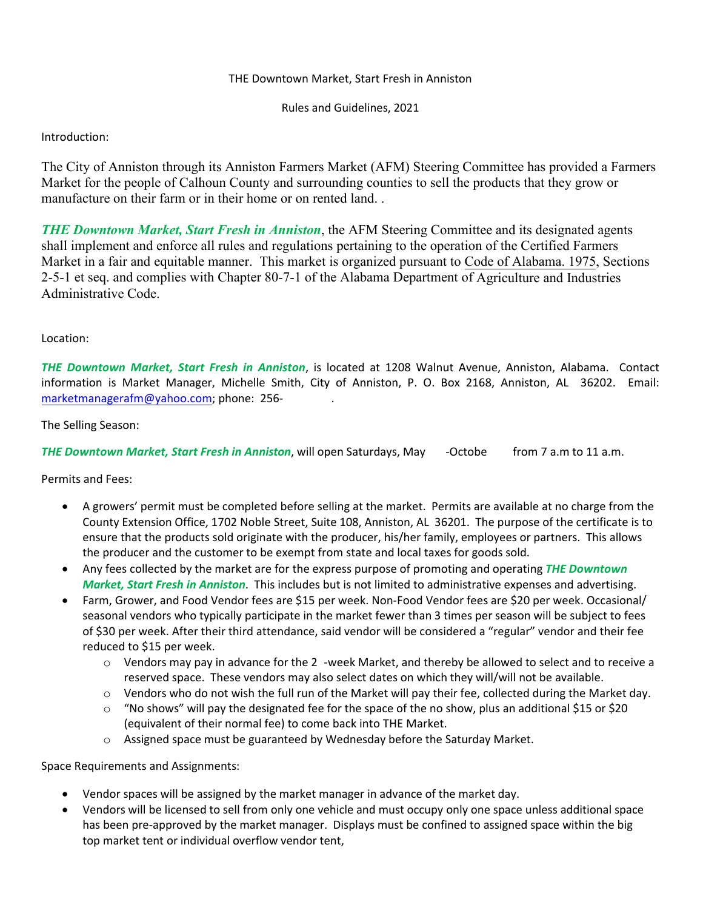THE Downtown Market, Start Fresh in Anniston

Rules and Guidelines, 2021

Introduction:

The City of Anniston through its Anniston Farmers Market (AFM) Steering Committee has provided a Farmers Market for the people of Calhoun County and surrounding counties to sell the products that they grow or manufacture on their farm or in their home or on rented land. .

***THE Downtown Market, Start Fresh in Anniston***, the AFM Steering Committee and its designated agents shall implement and enforce all rules and regulations pertaining to the operation of the Certified Farmers Market in a fair and equitable manner. This market is organized pursuant to Code of Alabama. 1975, Sections 2-5-1 et seq. and complies with Chapter 80-7-1 of the Alabama Department of Agriculture and Industries Administrative Code.

Location:

***THE Downtown Market, Start Fresh in Anniston***, is located at 1208 Walnut Avenue, Anniston, Alabama. Contact information is Market Manager, Michelle Smith, City of Anniston, P. O. Box 2168, Anniston, AL 36202. Email: marketmanagerafm@yahoo.com; phone: 256- .

The Selling Season:

***THE Downtown Market, Start Fresh in Anniston***, will open Saturdays, May -Octobe from 7 a.m to 11 a.m.

Permits and Fees:

- A growers' permit must be completed before selling at the market. Permits are available at no charge from the County Extension Office, 1702 Noble Street, Suite 108, Anniston, AL 36201. The purpose of the certificate is to ensure that the products sold originate with the producer, his/her family, employees or partners. This allows the producer and the customer to be exempt from state and local taxes for goods sold.
- Any fees collected by the market are for the express purpose of promoting and operating ***THE Downtown Market, Start Fresh in Anniston***. This includes but is not limited to administrative expenses and advertising.
- Farm, Grower, and Food Vendor fees are $15 per week. Non-Food Vendor fees are $20 per week. Occasional/ seasonal vendors who typically participate in the market fewer than 3 times per season will be subject to fees of $30 per week. After their third attendance, said vendor will be considered a "regular" vendor and their fee reduced to $15 per week.
  - Vendors may pay in advance for the 2 -week Market, and thereby be allowed to select and to receive a reserved space. These vendors may also select dates on which they will/will not be available.
  - Vendors who do not wish the full run of the Market will pay their fee, collected during the Market day.
  - "No shows" will pay the designated fee for the space of the no show, plus an additional $15 or $20 (equivalent of their normal fee) to come back into THE Market.
  - Assigned space must be guaranteed by Wednesday before the Saturday Market.

Space Requirements and Assignments:

- Vendor spaces will be assigned by the market manager in advance of the market day.
- Vendors will be licensed to sell from only one vehicle and must occupy only one space unless additional space has been pre-approved by the market manager. Displays must be confined to assigned space within the big top market tent or individual overflow vendor tent,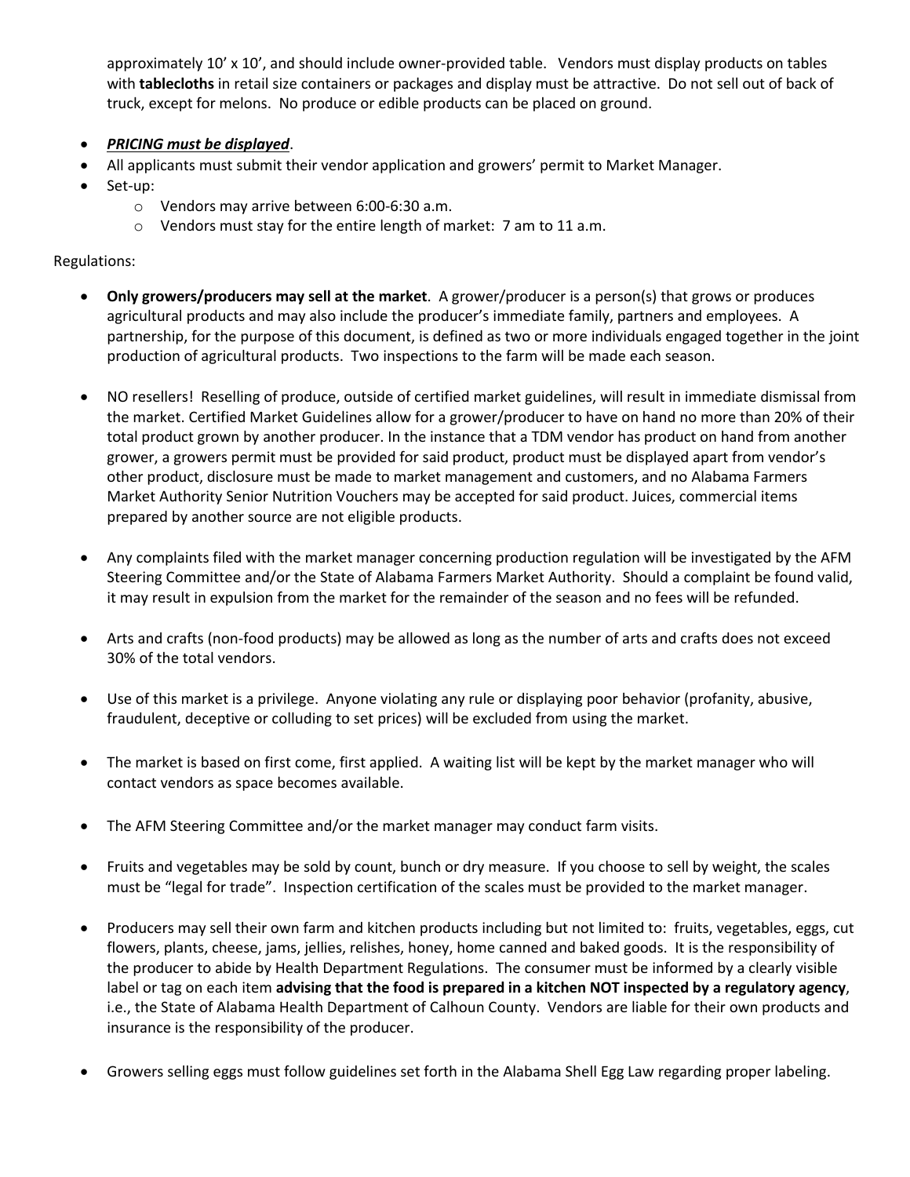approximately 10' x 10', and should include owner-provided table. Vendors must display products on tables with **tablecloths** in retail size containers or packages and display must be attractive. Do not sell out of back of truck, except for melons. No produce or edible products can be placed on ground.

- ***PRICING must be displayed***.
- All applicants must submit their vendor application and growers' permit to Market Manager.
- Set-up:
  - Vendors may arrive between 6:00-6:30 a.m.
  - Vendors must stay for the entire length of market: 7 am to 11 a.m.

Regulations:

- **Only growers/producers may sell at the market**. A grower/producer is a person(s) that grows or produces agricultural products and may also include the producer's immediate family, partners and employees. A partnership, for the purpose of this document, is defined as two or more individuals engaged together in the joint production of agricultural products. Two inspections to the farm will be made each season.

- NO resellers! Reselling of produce, outside of certified market guidelines, will result in immediate dismissal from the market. Certified Market Guidelines allow for a grower/producer to have on hand no more than 20% of their total product grown by another producer. In the instance that a TDM vendor has product on hand from another grower, a growers permit must be provided for said product, product must be displayed apart from vendor's other product, disclosure must be made to market management and customers, and no Alabama Farmers Market Authority Senior Nutrition Vouchers may be accepted for said product. Juices, commercial items prepared by another source are not eligible products.

- Any complaints filed with the market manager concerning production regulation will be investigated by the AFM Steering Committee and/or the State of Alabama Farmers Market Authority. Should a complaint be found valid, it may result in expulsion from the market for the remainder of the season and no fees will be refunded.

- Arts and crafts (non-food products) may be allowed as long as the number of arts and crafts does not exceed 30% of the total vendors.

- Use of this market is a privilege. Anyone violating any rule or displaying poor behavior (profanity, abusive, fraudulent, deceptive or colluding to set prices) will be excluded from using the market.

- The market is based on first come, first applied. A waiting list will be kept by the market manager who will contact vendors as space becomes available.

- The AFM Steering Committee and/or the market manager may conduct farm visits.

- Fruits and vegetables may be sold by count, bunch or dry measure. If you choose to sell by weight, the scales must be "legal for trade". Inspection certification of the scales must be provided to the market manager.

- Producers may sell their own farm and kitchen products including but not limited to: fruits, vegetables, eggs, cut flowers, plants, cheese, jams, jellies, relishes, honey, home canned and baked goods. It is the responsibility of the producer to abide by Health Department Regulations. The consumer must be informed by a clearly visible label or tag on each item **advising that the food is prepared in a kitchen NOT inspected by a regulatory agency**, i.e., the State of Alabama Health Department of Calhoun County. Vendors are liable for their own products and insurance is the responsibility of the producer.

- Growers selling eggs must follow guidelines set forth in the Alabama Shell Egg Law regarding proper labeling.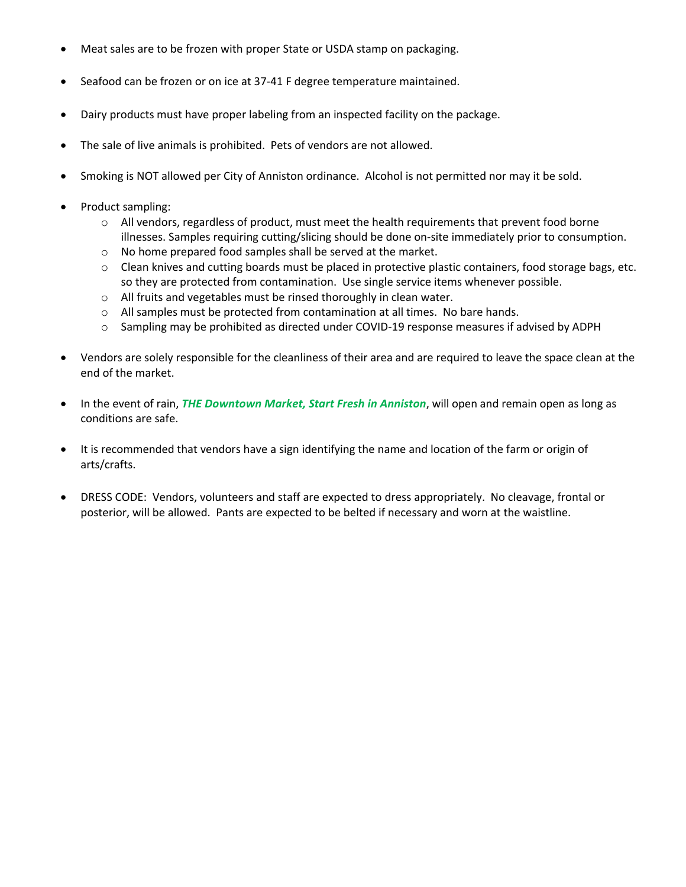- Meat sales are to be frozen with proper State or USDA stamp on packaging.
- Seafood can be frozen or on ice at 37-41 F degree temperature maintained.
- Dairy products must have proper labeling from an inspected facility on the package.
- The sale of live animals is prohibited. Pets of vendors are not allowed.
- Smoking is NOT allowed per City of Anniston ordinance. Alcohol is not permitted nor may it be sold.
- Product sampling:
  - All vendors, regardless of product, must meet the health requirements that prevent food borne illnesses. Samples requiring cutting/slicing should be done on-site immediately prior to consumption.
  - No home prepared food samples shall be served at the market.
  - Clean knives and cutting boards must be placed in protective plastic containers, food storage bags, etc. so they are protected from contamination. Use single service items whenever possible.
  - All fruits and vegetables must be rinsed thoroughly in clean water.
  - All samples must be protected from contamination at all times. No bare hands.
  - Sampling may be prohibited as directed under COVID-19 response measures if advised by ADPH
- Vendors are solely responsible for the cleanliness of their area and are required to leave the space clean at the end of the market.
- In the event of rain, ***THE Downtown Market, Start Fresh in Anniston***, will open and remain open as long as conditions are safe.
- It is recommended that vendors have a sign identifying the name and location of the farm or origin of arts/crafts.
- DRESS CODE: Vendors, volunteers and staff are expected to dress appropriately. No cleavage, frontal or posterior, will be allowed. Pants are expected to be belted if necessary and worn at the waistline.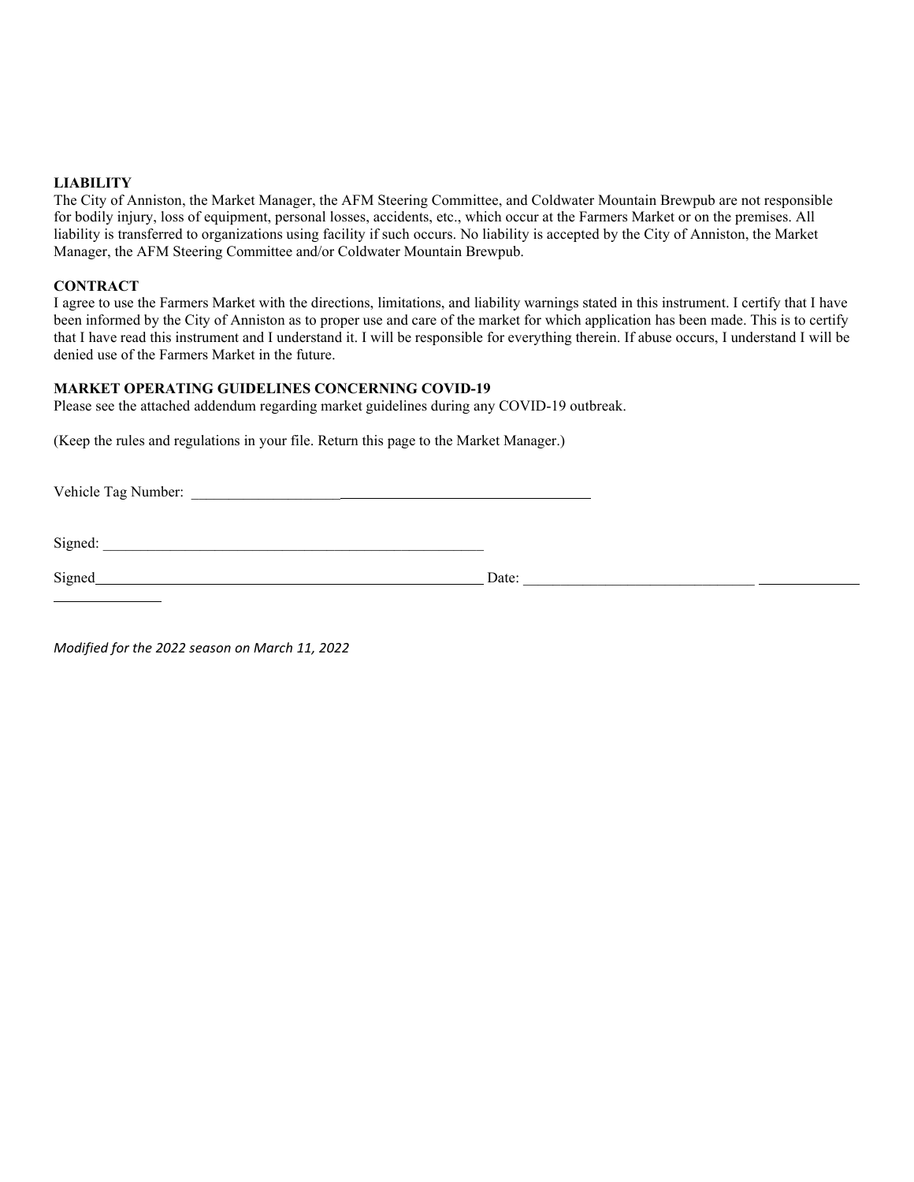**LIABILITY**

The City of Anniston, the Market Manager, the AFM Steering Committee, and Coldwater Mountain Brewpub are not responsible for bodily injury, loss of equipment, personal losses, accidents, etc., which occur at the Farmers Market or on the premises. All liability is transferred to organizations using facility if such occurs. No liability is accepted by the City of Anniston, the Market Manager, the AFM Steering Committee and/or Coldwater Mountain Brewpub.

**CONTRACT**

I agree to use the Farmers Market with the directions, limitations, and liability warnings stated in this instrument. I certify that I have been informed by the City of Anniston as to proper use and care of the market for which application has been made. This is to certify that I have read this instrument and I understand it. I will be responsible for everything therein. If abuse occurs, I understand I will be denied use of the Farmers Market in the future.

**MARKET OPERATING GUIDELINES CONCERNING COVID-19**

Please see the attached addendum regarding market guidelines during any COVID-19 outbreak.

(Keep the rules and regulations in your file. Return this page to the Market Manager.)

Vehicle Tag Number: ______________________________________________________

Signed: ______________________________________________________

Signed______________________________________________________ Date: ______________________________________________

*Modified for the 2022 season on March 11, 2022*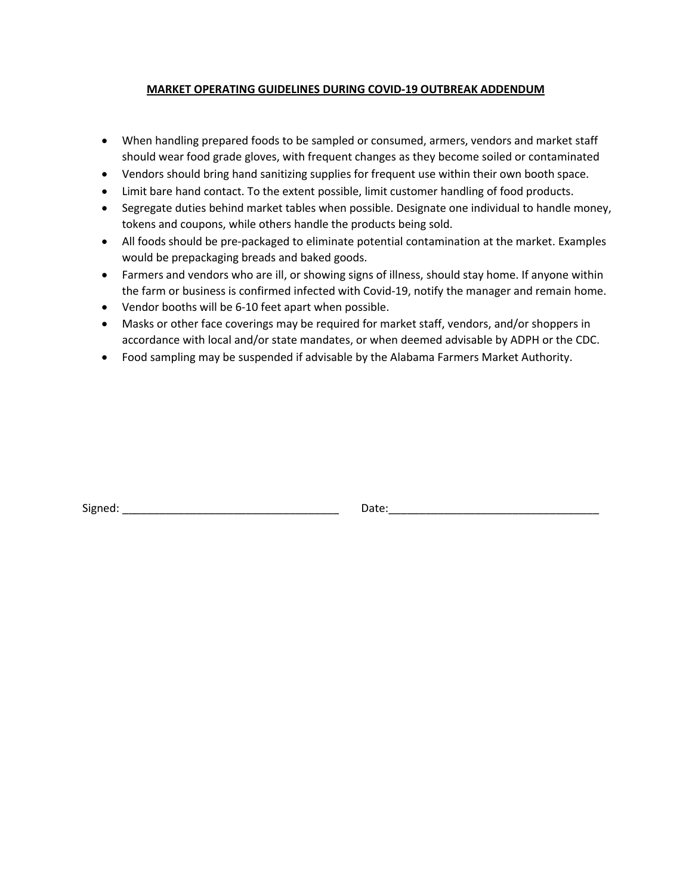**MARKET OPERATING GUIDELINES DURING COVID-19 OUTBREAK ADDENDUM**

- When handling prepared foods to be sampled or consumed, armers, vendors and market staff should wear food grade gloves, with frequent changes as they become soiled or contaminated
- Vendors should bring hand sanitizing supplies for frequent use within their own booth space.
- Limit bare hand contact. To the extent possible, limit customer handling of food products.
- Segregate duties behind market tables when possible. Designate one individual to handle money, tokens and coupons, while others handle the products being sold.
- All foods should be pre-packaged to eliminate potential contamination at the market. Examples would be prepackaging breads and baked goods.
- Farmers and vendors who are ill, or showing signs of illness, should stay home. If anyone within the farm or business is confirmed infected with Covid-19, notify the manager and remain home.
- Vendor booths will be 6-10 feet apart when possible.
- Masks or other face coverings may be required for market staff, vendors, and/or shoppers in accordance with local and/or state mandates, or when deemed advisable by ADPH or the CDC.
- Food sampling may be suspended if advisable by the Alabama Farmers Market Authority.

Signed: ___________________________________ Date:__________________________________